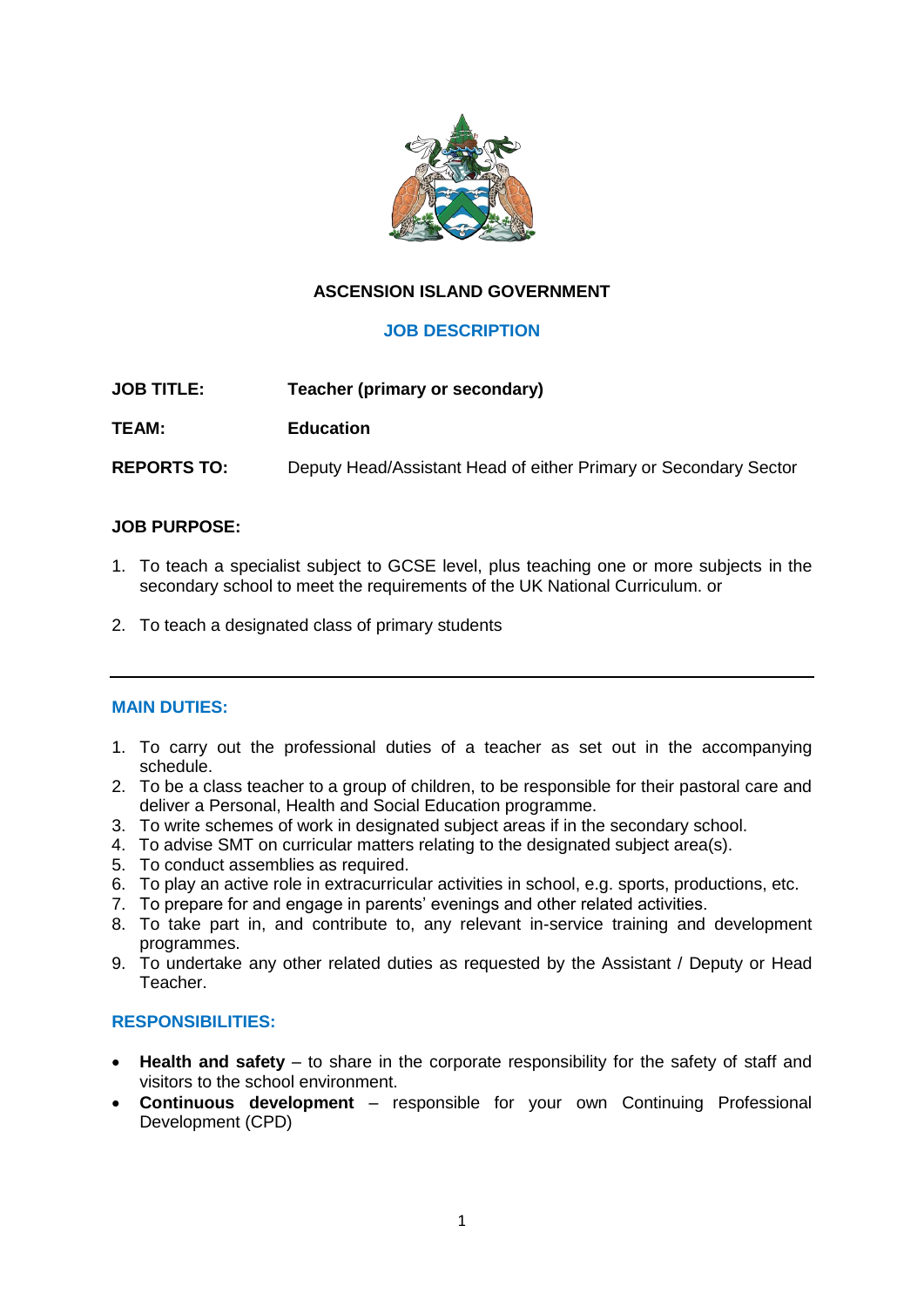# ASCENSION ISLAND GOVERNMENT

## JOB DESCRIPTION

**JOB TITLE:** **Teacher (primary or secondary)**

**TEAM:** **Education**

**REPORTS TO:** Deputy Head/Assistant Head of either Primary or Secondary Sector

**JOB PURPOSE:**

1. To teach a specialist subject to GCSE level, plus teaching one or more subjects in the secondary school to meet the requirements of the UK National Curriculum. or

2. To teach a designated class of primary students

---

## MAIN DUTIES:

1. To carry out the professional duties of a teacher as set out in the accompanying schedule.
2. To be a class teacher to a group of children, to be responsible for their pastoral care and deliver a Personal, Health and Social Education programme.
3. To write schemes of work in designated subject areas if in the secondary school.
4. To advise SMT on curricular matters relating to the designated subject area(s).
5. To conduct assemblies as required.
6. To play an active role in extracurricular activities in school, e.g. sports, productions, etc.
7. To prepare for and engage in parents' evenings and other related activities.
8. To take part in, and contribute to, any relevant in-service training and development programmes.
9. To undertake any other related duties as requested by the Assistant / Deputy or Head Teacher.

## RESPONSIBILITIES:

- **Health and safety** – to share in the corporate responsibility for the safety of staff and visitors to the school environment.
- **Continuous development** – responsible for your own Continuing Professional Development (CPD)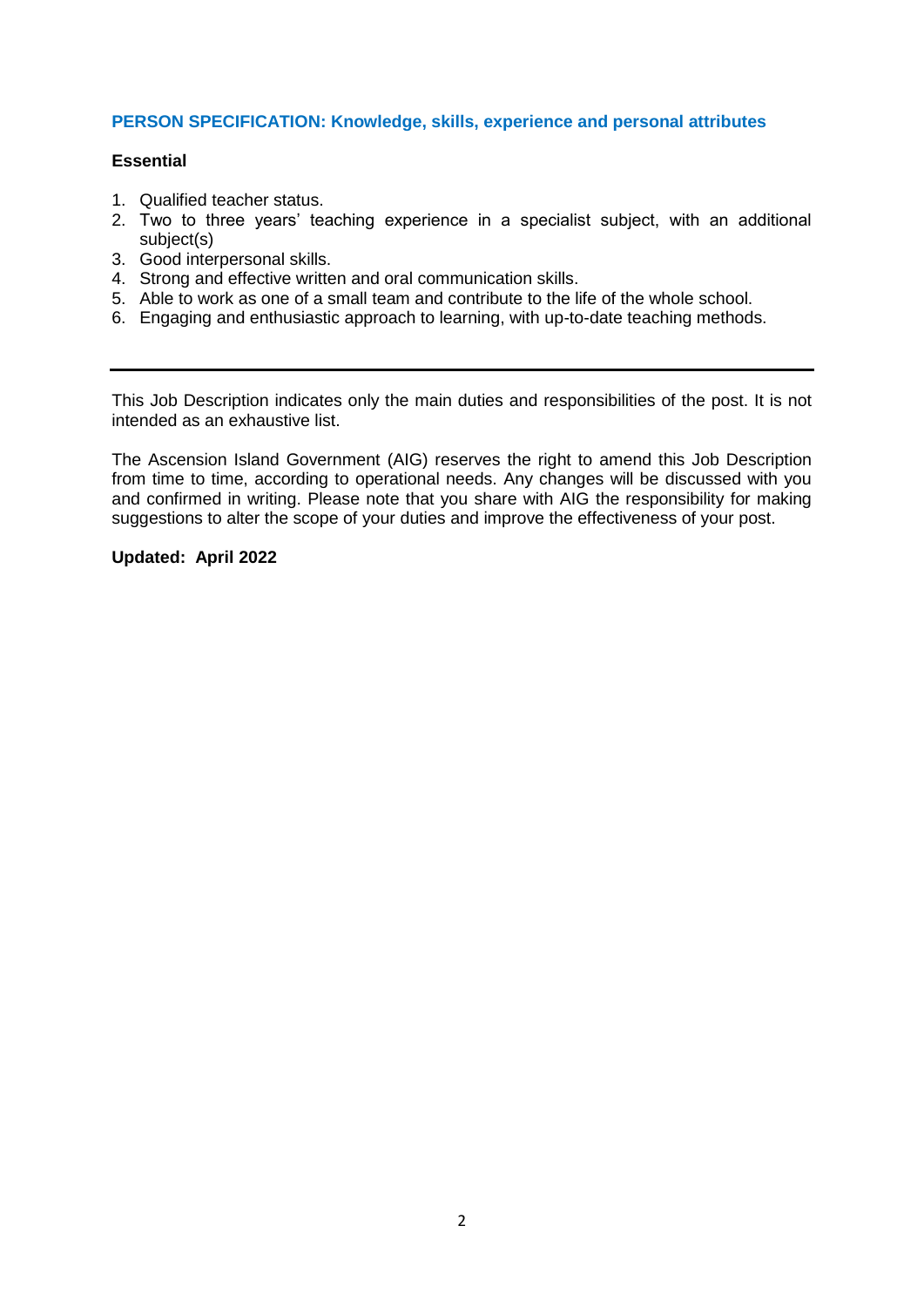## PERSON SPECIFICATION: Knowledge, skills, experience and personal attributes

**Essential**

1. Qualified teacher status.
2. Two to three years' teaching experience in a specialist subject, with an additional subject(s)
3. Good interpersonal skills.
4. Strong and effective written and oral communication skills.
5. Able to work as one of a small team and contribute to the life of the whole school.
6. Engaging and enthusiastic approach to learning, with up-to-date teaching methods.

---

This Job Description indicates only the main duties and responsibilities of the post. It is not intended as an exhaustive list.

The Ascension Island Government (AIG) reserves the right to amend this Job Description from time to time, according to operational needs. Any changes will be discussed with you and confirmed in writing. Please note that you share with AIG the responsibility for making suggestions to alter the scope of your duties and improve the effectiveness of your post.

**Updated: April 2022**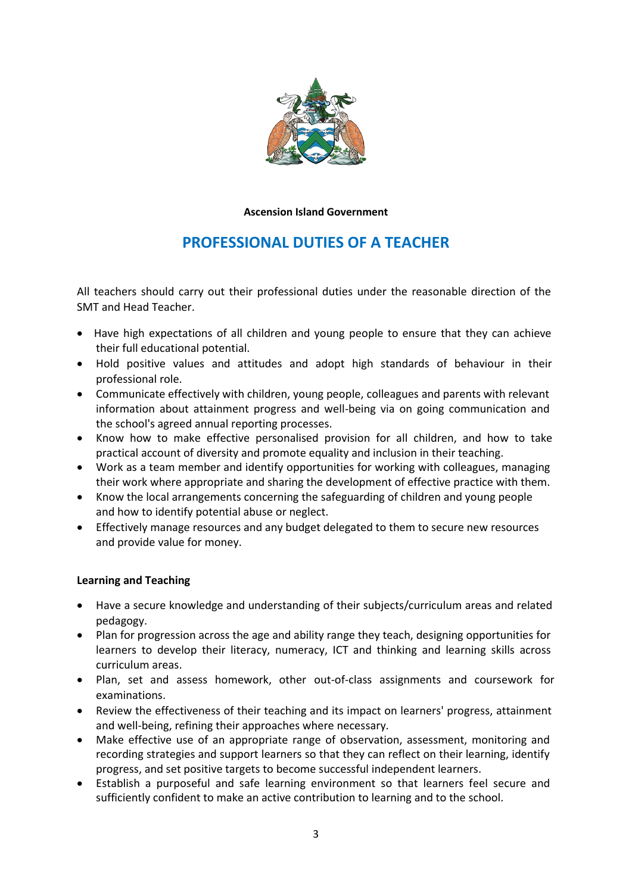**Ascension Island Government**

# PROFESSIONAL DUTIES OF A TEACHER

All teachers should carry out their professional duties under the reasonable direction of the SMT and Head Teacher.

- Have high expectations of all children and young people to ensure that they can achieve their full educational potential.
- Hold positive values and attitudes and adopt high standards of behaviour in their professional role.
- Communicate effectively with children, young people, colleagues and parents with relevant information about attainment progress and well-being via on going communication and the school's agreed annual reporting processes.
- Know how to make effective personalised provision for all children, and how to take practical account of diversity and promote equality and inclusion in their teaching.
- Work as a team member and identify opportunities for working with colleagues, managing their work where appropriate and sharing the development of effective practice with them.
- Know the local arrangements concerning the safeguarding of children and young people and how to identify potential abuse or neglect.
- Effectively manage resources and any budget delegated to them to secure new resources and provide value for money.

**Learning and Teaching**

- Have a secure knowledge and understanding of their subjects/curriculum areas and related pedagogy.
- Plan for progression across the age and ability range they teach, designing opportunities for learners to develop their literacy, numeracy, ICT and thinking and learning skills across curriculum areas.
- Plan, set and assess homework, other out-of-class assignments and coursework for examinations.
- Review the effectiveness of their teaching and its impact on learners' progress, attainment and well-being, refining their approaches where necessary.
- Make effective use of an appropriate range of observation, assessment, monitoring and recording strategies and support learners so that they can reflect on their learning, identify progress, and set positive targets to become successful independent learners.
- Establish a purposeful and safe learning environment so that learners feel secure and sufficiently confident to make an active contribution to learning and to the school.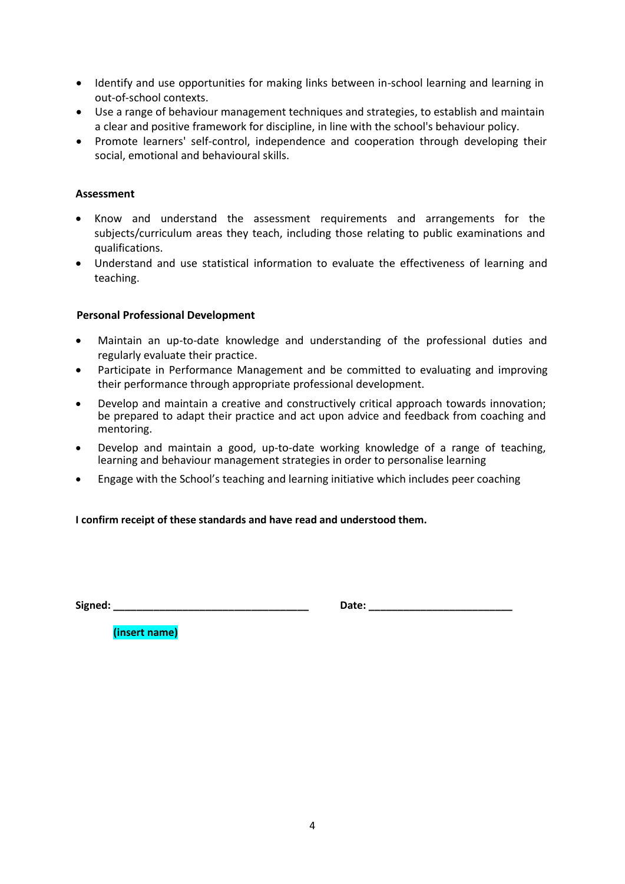- Identify and use opportunities for making links between in-school learning and learning in out-of-school contexts.
- Use a range of behaviour management techniques and strategies, to establish and maintain a clear and positive framework for discipline, in line with the school's behaviour policy.
- Promote learners' self-control, independence and cooperation through developing their social, emotional and behavioural skills.

**Assessment**

- Know and understand the assessment requirements and arrangements for the subjects/curriculum areas they teach, including those relating to public examinations and qualifications.
- Understand and use statistical information to evaluate the effectiveness of learning and teaching.

**Personal Professional Development**

- Maintain an up-to-date knowledge and understanding of the professional duties and regularly evaluate their practice.
- Participate in Performance Management and be committed to evaluating and improving their performance through appropriate professional development.
- Develop and maintain a creative and constructively critical approach towards innovation; be prepared to adapt their practice and act upon advice and feedback from coaching and mentoring.
- Develop and maintain a good, up-to-date working knowledge of a range of teaching, learning and behaviour management strategies in order to personalise learning
- Engage with the School's teaching and learning initiative which includes peer coaching

**I confirm receipt of these standards and have read and understood them.**

**Signed:** ___________________________________ **Date:** _________________________

**(insert name)**